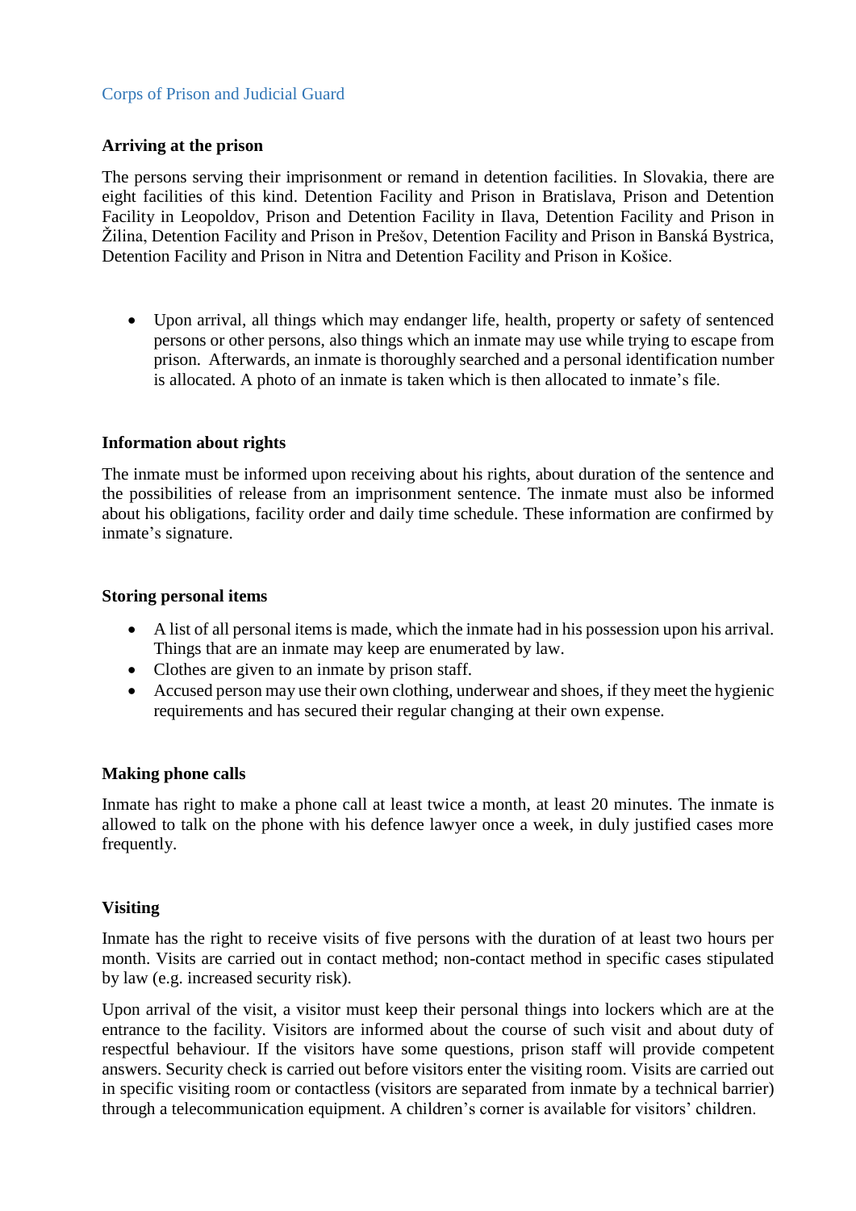Corps of Prison and Judicial Guard

## Arriving at the prison

The persons serving their imprisonment or remand in detention facilities. In Slovakia, there are eight facilities of this kind. Detention Facility and Prison in Bratislava, Prison and Detention Facility in Leopoldov, Prison and Detention Facility in Ilava, Detention Facility and Prison in Žilina, Detention Facility and Prison in Prešov, Detention Facility and Prison in Banská Bystrica, Detention Facility and Prison in Nitra and Detention Facility and Prison in Košice.

- Upon arrival, all things which may endanger life, health, property or safety of sentenced persons or other persons, also things which an inmate may use while trying to escape from prison. Afterwards, an inmate is thoroughly searched and a personal identification number is allocated. A photo of an inmate is taken which is then allocated to inmate's file.

## Information about rights

The inmate must be informed upon receiving about his rights, about duration of the sentence and the possibilities of release from an imprisonment sentence. The inmate must also be informed about his obligations, facility order and daily time schedule. These information are confirmed by inmate's signature.

## Storing personal items

- A list of all personal items is made, which the inmate had in his possession upon his arrival. Things that are an inmate may keep are enumerated by law.
- Clothes are given to an inmate by prison staff.
- Accused person may use their own clothing, underwear and shoes, if they meet the hygienic requirements and has secured their regular changing at their own expense.

## Making phone calls

Inmate has right to make a phone call at least twice a month, at least 20 minutes. The inmate is allowed to talk on the phone with his defence lawyer once a week, in duly justified cases more frequently.

## Visiting

Inmate has the right to receive visits of five persons with the duration of at least two hours per month. Visits are carried out in contact method; non-contact method in specific cases stipulated by law (e.g. increased security risk).

Upon arrival of the visit, a visitor must keep their personal things into lockers which are at the entrance to the facility. Visitors are informed about the course of such visit and about duty of respectful behaviour. If the visitors have some questions, prison staff will provide competent answers. Security check is carried out before visitors enter the visiting room. Visits are carried out in specific visiting room or contactless (visitors are separated from inmate by a technical barrier) through a telecommunication equipment. A children's corner is available for visitors' children.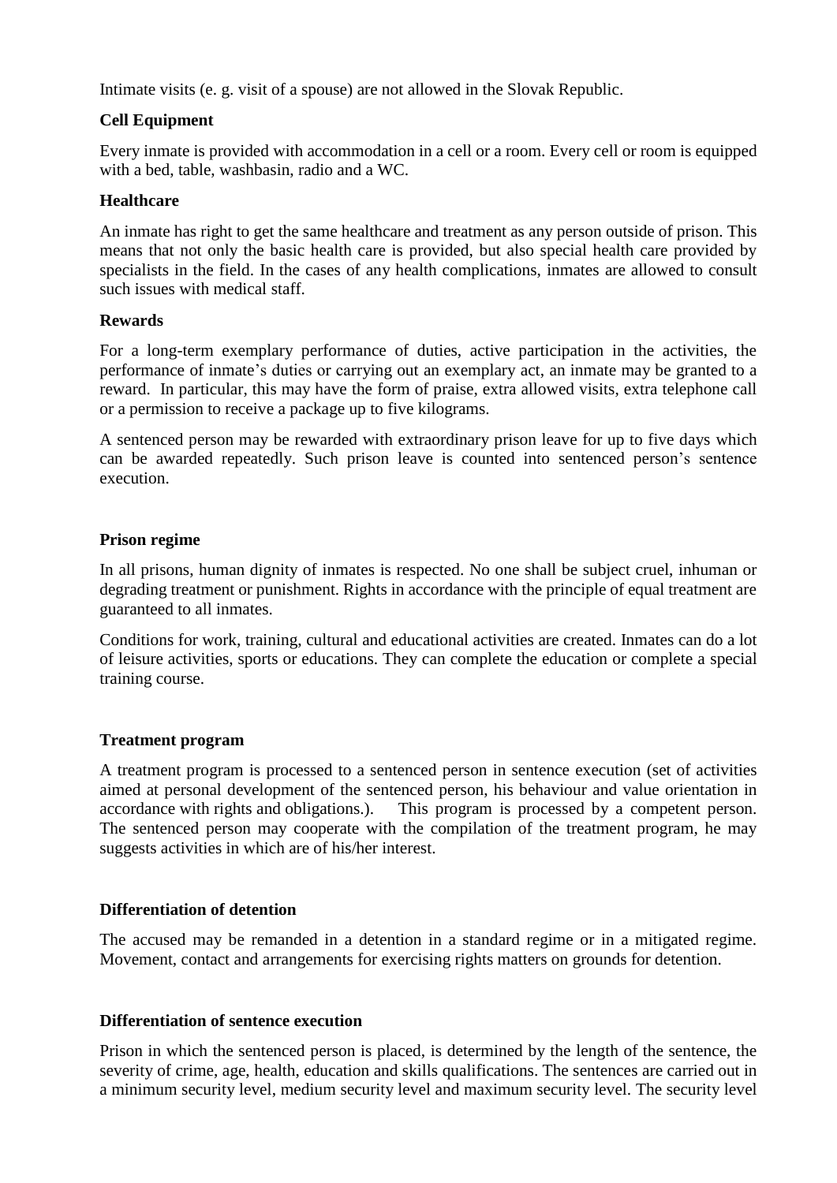Intimate visits (e. g. visit of a spouse) are not allowed in the Slovak Republic.

**Cell Equipment**

Every inmate is provided with accommodation in a cell or a room. Every cell or room is equipped with a bed, table, washbasin, radio and a WC.

**Healthcare**

An inmate has right to get the same healthcare and treatment as any person outside of prison. This means that not only the basic health care is provided, but also special health care provided by specialists in the field. In the cases of any health complications, inmates are allowed to consult such issues with medical staff.

**Rewards**

For a long-term exemplary performance of duties, active participation in the activities, the performance of inmate's duties or carrying out an exemplary act, an inmate may be granted to a reward. In particular, this may have the form of praise, extra allowed visits, extra telephone call or a permission to receive a package up to five kilograms.

A sentenced person may be rewarded with extraordinary prison leave for up to five days which can be awarded repeatedly. Such prison leave is counted into sentenced person's sentence execution.

**Prison regime**

In all prisons, human dignity of inmates is respected. No one shall be subject cruel, inhuman or degrading treatment or punishment. Rights in accordance with the principle of equal treatment are guaranteed to all inmates.

Conditions for work, training, cultural and educational activities are created. Inmates can do a lot of leisure activities, sports or educations. They can complete the education or complete a special training course.

**Treatment program**

A treatment program is processed to a sentenced person in sentence execution (set of activities aimed at personal development of the sentenced person, his behaviour and value orientation in accordance with rights and obligations.). This program is processed by a competent person. The sentenced person may cooperate with the compilation of the treatment program, he may suggests activities in which are of his/her interest.

**Differentiation of detention**

The accused may be remanded in a detention in a standard regime or in a mitigated regime. Movement, contact and arrangements for exercising rights matters on grounds for detention.

**Differentiation of sentence execution**

Prison in which the sentenced person is placed, is determined by the length of the sentence, the severity of crime, age, health, education and skills qualifications. The sentences are carried out in a minimum security level, medium security level and maximum security level. The security level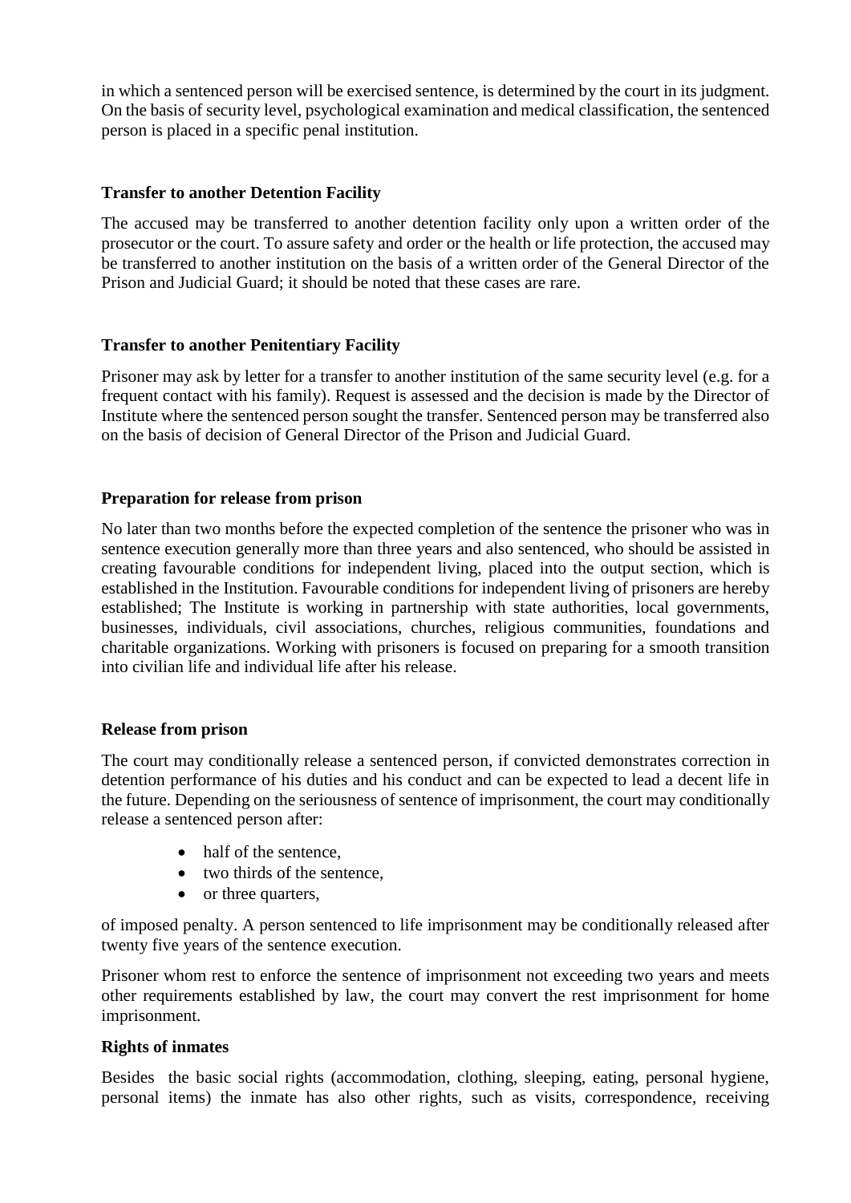in which a sentenced person will be exercised sentence, is determined by the court in its judgment. On the basis of security level, psychological examination and medical classification, the sentenced person is placed in a specific penal institution.

**Transfer to another Detention Facility**

The accused may be transferred to another detention facility only upon a written order of the prosecutor or the court. To assure safety and order or the health or life protection, the accused may be transferred to another institution on the basis of a written order of the General Director of the Prison and Judicial Guard; it should be noted that these cases are rare.

**Transfer to another Penitentiary Facility**

Prisoner may ask by letter for a transfer to another institution of the same security level (e.g. for a frequent contact with his family). Request is assessed and the decision is made by the Director of Institute where the sentenced person sought the transfer. Sentenced person may be transferred also on the basis of decision of General Director of the Prison and Judicial Guard.

**Preparation for release from prison**

No later than two months before the expected completion of the sentence the prisoner who was in sentence execution generally more than three years and also sentenced, who should be assisted in creating favourable conditions for independent living, placed into the output section, which is established in the Institution. Favourable conditions for independent living of prisoners are hereby established; The Institute is working in partnership with state authorities, local governments, businesses, individuals, civil associations, churches, religious communities, foundations and charitable organizations. Working with prisoners is focused on preparing for a smooth transition into civilian life and individual life after his release.

**Release from prison**

The court may conditionally release a sentenced person, if convicted demonstrates correction in detention performance of his duties and his conduct and can be expected to lead a decent life in the future. Depending on the seriousness of sentence of imprisonment, the court may conditionally release a sentenced person after:

- half of the sentence,
- two thirds of the sentence,
- or three quarters,

of imposed penalty. A person sentenced to life imprisonment may be conditionally released after twenty five years of the sentence execution.

Prisoner whom rest to enforce the sentence of imprisonment not exceeding two years and meets other requirements established by law, the court may convert the rest imprisonment for home imprisonment.

**Rights of inmates**

Besides the basic social rights (accommodation, clothing, sleeping, eating, personal hygiene, personal items) the inmate has also other rights, such as visits, correspondence, receiving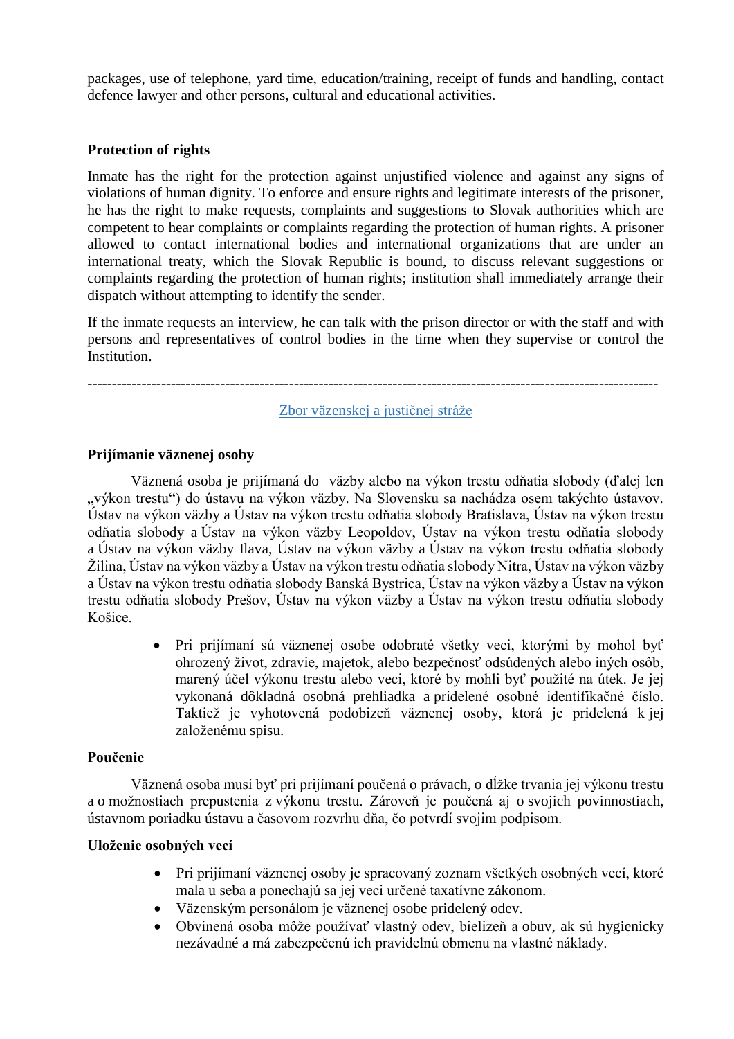packages, use of telephone, yard time, education/training, receipt of funds and handling, contact defence lawyer and other persons, cultural and educational activities.

**Protection of rights**

Inmate has the right for the protection against unjustified violence and against any signs of violations of human dignity. To enforce and ensure rights and legitimate interests of the prisoner, he has the right to make requests, complaints and suggestions to Slovak authorities which are competent to hear complaints or complaints regarding the protection of human rights. A prisoner allowed to contact international bodies and international organizations that are under an international treaty, which the Slovak Republic is bound, to discuss relevant suggestions or complaints regarding the protection of human rights; institution shall immediately arrange their dispatch without attempting to identify the sender.

If the inmate requests an interview, he can talk with the prison director or with the staff and with persons and representatives of control bodies in the time when they supervise or control the Institution.

------------------------------------------------------------------------------------------------------------------

Zbor väzenskej a justičnej stráže

**Prijímanie väznenej osoby**

Väznená osoba je prijímaná do väzby alebo na výkon trestu odňatia slobody (ďalej len „výkon trestu“) do ústavu na výkon väzby. Na Slovensku sa nachádza osem takýchto ústavov. Ústav na výkon väzby a Ústav na výkon trestu odňatia slobody Bratislava, Ústav na výkon trestu odňatia slobody a Ústav na výkon väzby Leopoldov, Ústav na výkon trestu odňatia slobody a Ústav na výkon väzby Ilava, Ústav na výkon väzby a Ústav na výkon trestu odňatia slobody Žilina, Ústav na výkon väzby a Ústav na výkon trestu odňatia slobody Nitra, Ústav na výkon väzby a Ústav na výkon trestu odňatia slobody Banská Bystrica, Ústav na výkon väzby a Ústav na výkon trestu odňatia slobody Prešov, Ústav na výkon väzby a Ústav na výkon trestu odňatia slobody Košice.

- Pri prijímaní sú väznenej osobe odobraté všetky veci, ktorými by mohol byť ohrozený život, zdravie, majetok, alebo bezpečnosť odsúdených alebo iných osôb, marený účel výkonu trestu alebo veci, ktoré by mohli byť použité na útek. Je jej vykonaná dôkladná osobná prehliadka a pridelené osobné identifikačné číslo. Taktiež je vyhotovená podobizeň väznenej osoby, ktorá je pridelená k jej založenému spisu.

**Poučenie**

Väznená osoba musí byť pri prijímaní poučená o právach, o dĺžke trvania jej výkonu trestu a o možnostiach prepustenia z výkonu trestu. Zároveň je poučená aj o svojich povinnostiach, ústavnom poriadku ústavu a časovom rozvrhu dňa, čo potvrdí svojim podpisom.

**Uloženie osobných vecí**

- Pri prijímaní väznenej osoby je spracovaný zoznam všetkých osobných vecí, ktoré mala u seba a ponechajú sa jej veci určené taxatívne zákonom.
- Väzenským personálom je väznenej osobe pridelený odev.
- Obvinená osoba môže používať vlastný odev, bielizeň a obuv, ak sú hygienicky nezávadné a má zabezpečenú ich pravidelnú obmenu na vlastné náklady.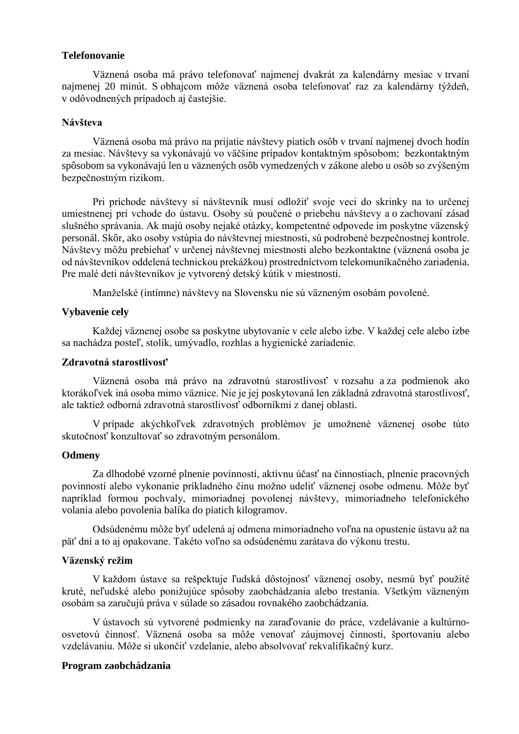**Telefonovanie**

Väznená osoba má právo telefonovať najmenej dvakrát za kalendárny mesiac v trvaní najmenej 20 minút. S obhajcom môže väznená osoba telefonovať raz za kalendárny týždeň, v odôvodnených prípadoch aj častejšie.

**Návšteva**

Väznená osoba má právo na prijatie návštevy piatich osôb v trvaní najmenej dvoch hodín za mesiac. Návštevy sa vykonávajú vo väčšine prípadov kontaktným spôsobom; bezkontaktným spôsobom sa vykonávajú len u väznených osôb vymedzených v zákone alebo u osôb so zvýšeným bezpečnostným rizikom.

Pri príchode návštevy si návštevník musí odložiť svoje veci do skrinky na to určenej umiestnenej pri vchode do ústavu. Osoby sú poučené o priebehu návštevy a o zachovaní zásad slušného správania. Ak majú osoby nejaké otázky, kompetentné odpovede im poskytne väzenský personál. Skôr, ako osoby vstúpia do návštevnej miestnosti, sú podrobené bezpečnostnej kontrole. Návštevy môžu prebiehať v určenej návštevnej miestnosti alebo bezkontaktne (väznená osoba je od návštevníkov oddelená technickou prekážkou) prostredníctvom telekomunikačného zariadenia. Pre malé deti návštevníkov je vytvorený detský kútik v miestnosti.

Manželské (intímne) návštevy na Slovensku nie sú väzneným osobám povolené.

**Vybavenie cely**

Každej väznenej osobe sa poskytne ubytovanie v cele alebo izbe. V každej cele alebo izbe sa nachádza posteľ, stolík, umývadlo, rozhlas a hygienické zariadenie.

**Zdravotná starostlivosť**

Väznená osoba má právo na zdravotnú starostlivosť v rozsahu a za podmienok ako ktorákoľvek iná osoba mimo väznice. Nie je jej poskytovaná len základná zdravotná starostlivosť, ale taktiež odborná zdravotná starostlivosť odborníkmi z danej oblasti.

V prípade akýchkoľvek zdravotných problémov je umožnené väznenej osobe túto skutočnosť konzultovať so zdravotným personálom.

**Odmeny**

Za dlhodobé vzorné plnenie povinností, aktívnu účasť na činnostiach, plnenie pracovných povinností alebo vykonanie príkladného činu možno udeliť väznenej osobe odmenu. Môže byť napríklad formou pochvaly, mimoriadnej povolenej návštevy, mimoriadneho telefonického volania alebo povolenia balíka do piatich kilogramov.

Odsúdenému môže byť udelená aj odmena mimoriadneho voľna na opustenie ústavu až na päť dní a to aj opakovane. Takéto voľno sa odsúdenému zarátava do výkonu trestu.

**Väzenský režim**

V každom ústave sa rešpektuje ľudská dôstojnosť väznenej osoby, nesmú byť použité kruté, neľudské alebo ponižujúce spôsoby zaobchádzania alebo trestania. Všetkým vāzneným osobám sa zaručujú práva v súlade so zásadou rovnakého zaobchádzania.

V ústavoch sú vytvorené podmienky na zaraďovanie do práce, vzdelávanie a kultúrno-osvetovú činnosť. Väznená osoba sa môže venovať záujmovej činnosti, športovaniu alebo vzdelávaniu. Môže si ukončiť vzdelanie, alebo absolvovať rekvalifikačný kurz.

**Program zaobchádzania**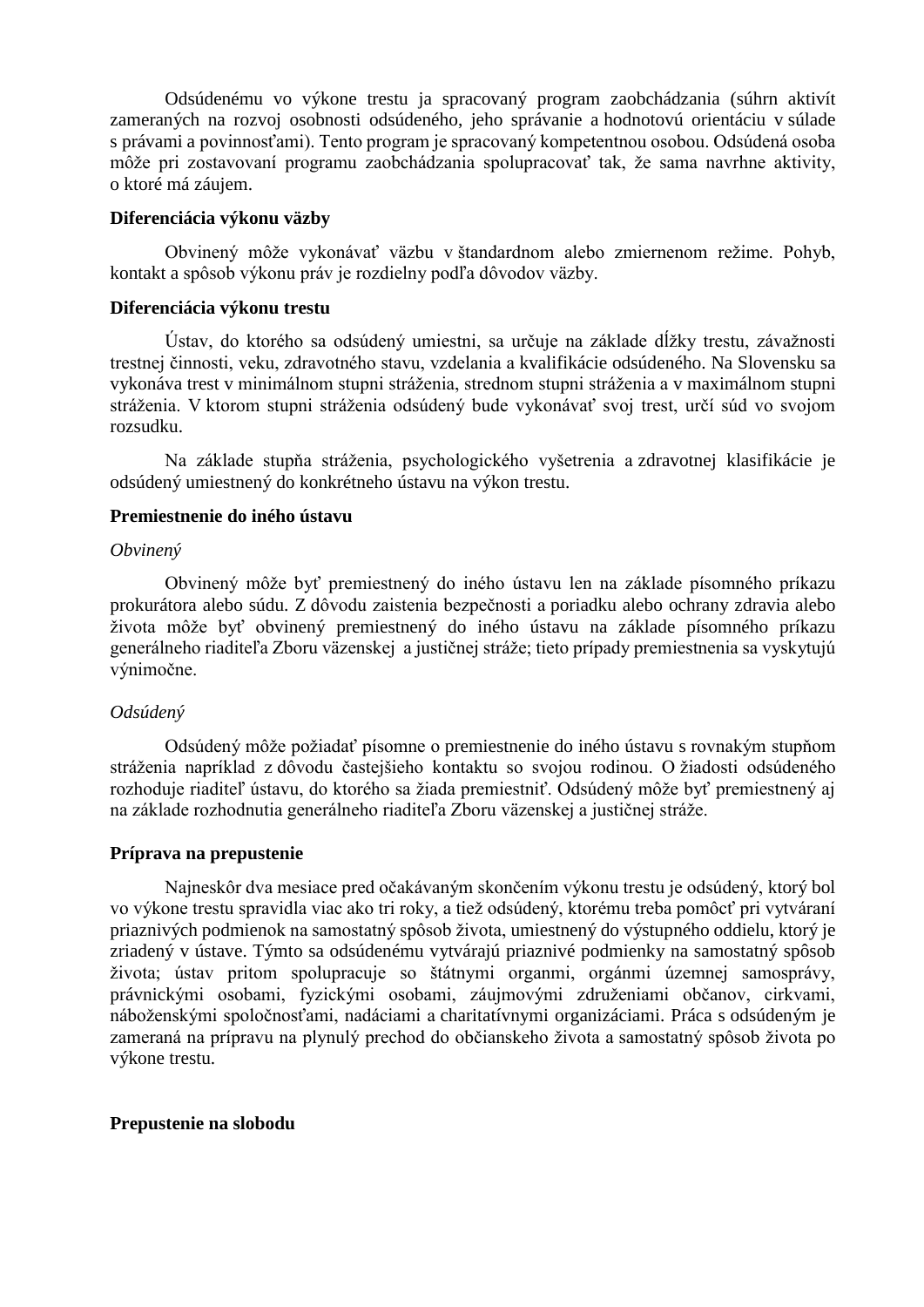Odsúdenému vo výkone trestu ja spracovaný program zaobchádzania (súhrn aktivít zameraných na rozvoj osobnosti odsúdeného, jeho správanie a hodnotovú orientáciu v súlade s právami a povinnosťami). Tento program je spracovaný kompetentnou osobou. Odsúdená osoba môže pri zostavovaní programu zaobchádzania spolupracovať tak, že sama navrhne aktivity, o ktoré má záujem.

**Diferenciácia výkonu väzby**

Obvinený môže vykonávať väzbu v štandardnom alebo zmiernenom režime. Pohyb, kontakt a spôsob výkonu práv je rozdielny podľa dôvodov väzby.

**Diferenciácia výkonu trestu**

Ústav, do ktorého sa odsúdený umiestni, sa určuje na základe dĺžky trestu, závažnosti trestnej činnosti, veku, zdravotného stavu, vzdelania a kvalifikácie odsúdeného. Na Slovensku sa vykonáva trest v minimálnom stupni stráženia, strednom stupni stráženia a v maximálnom stupni stráženia. V ktorom stupni stráženia odsúdený bude vykonávať svoj trest, určí súd vo svojom rozsudku.

Na základe stupňa stráženia, psychologického vyšetrenia a zdravotnej klasifikácie je odsúdený umiestnený do konkrétneho ústavu na výkon trestu.

**Premiestnenie do iného ústavu**

*Obvinený*

Obvinený môže byť premiestnený do iného ústavu len na základe písomného príkazu prokurátora alebo súdu. Z dôvodu zaistenia bezpečnosti a poriadku alebo ochrany zdravia alebo života môže byť obvinený premiestnený do iného ústavu na základe písomného príkazu generálneho riaditeľa Zboru väzenskej a justičnej stráže; tieto prípady premiestnenia sa vyskytujú výnimočne.

*Odsúdený*

Odsúdený môže požiadať písomne o premiestnenie do iného ústavu s rovnakým stupňom stráženia napríklad z dôvodu častejšieho kontaktu so svojou rodinou. O žiadosti odsúdeného rozhoduje riaditeľ ústavu, do ktorého sa žiada premiestniť. Odsúdený môže byť premiestnený aj na základe rozhodnutia generálneho riaditeľa Zboru väzenskej a justičnej stráže.

**Príprava na prepustenie**

Najneskôr dva mesiace pred očakávaným skončením výkonu trestu je odsúdený, ktorý bol vo výkone trestu spravidla viac ako tri roky, a tiež odsúdený, ktorému treba pomôcť pri vytváraní priaznivých podmienok na samostatný spôsob života, umiestnený do výstupného oddielu, ktorý je zriadený v ústave. Týmto sa odsúdenému vytvárajú priaznivé podmienky na samostatný spôsob života; ústav pritom spolupracuje so štátnymi orgánmi, orgánmi územnej samosprávy, právnickými osobami, fyzickými osobami, záujmovými združeniami občanov, cirkvami, náboženskými spoločnosťami, nadáciami a charitatívnymi organizáciami. Práca s odsúdeným je zameraná na prípravu na plynulý prechod do občianskeho života a samostatný spôsob života po výkone trestu.

**Prepustenie na slobodu**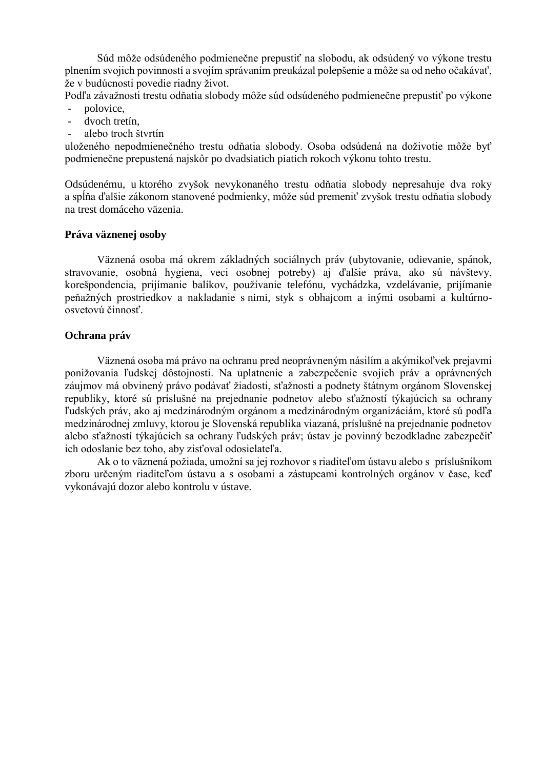Súd môže odsúdeného podmienečne prepustiť na slobodu, ak odsúdený vo výkone trestu plnením svojich povinností a svojím správaním preukázal polepšenie a môže sa od neho očakávať, že v budúcnosti povedie riadny život.
Podľa závažnosti trestu odňatia slobody môže súd odsúdeného podmienečne prepustiť po výkone

- polovice,
- dvoch tretín,
- alebo troch štvrtín

uloženého nepodmienečného trestu odňatia slobody. Osoba odsúdená na doživotie môže byť podmienečne prepustená najskôr po dvadsiatich piatich rokoch výkonu tohto trestu.

Odsúdenému, u ktorého zvyšok nevykonaného trestu odňatia slobody nepresahuje dva roky a spĺňa ďalšie zákonom stanovené podmienky, môže súd premeniť zvyšok trestu odňatia slobody na trest domáceho väzenia.

**Práva väznenej osoby**

Väznená osoba má okrem základných sociálnych práv (ubytovanie, odievanie, spánok, stravovanie, osobná hygiena, veci osobnej potreby) aj ďalšie práva, ako sú návštevy, korešpondencia, prijímanie balíkov, používanie telefónu, vychádzka, vzdelávanie, prijímanie peňažných prostriedkov a nakladanie s nimi, styk s obhajcom a inými osobami a kultúrno-osvetovú činnosť.

**Ochrana práv**

Väznená osoba má právo na ochranu pred neoprávneným násilím a akýmikoľvek prejavmi ponižovania ľudskej dôstojnosti. Na uplatnenie a zabezpečenie svojich práv a oprávnených záujmov má obvinený právo podávať žiadosti, sťažnosti a podnety štátnym orgánom Slovenskej republiky, ktoré sú príslušné na prejednanie podnetov alebo sťažností týkajúcich sa ochrany ľudských práv, ako aj medzinárodným orgánom a medzinárodným organizáciám, ktoré sú podľa medzinárodnej zmluvy, ktorou je Slovenská republika viazaná, príslušné na prejednanie podnetov alebo sťažností týkajúcich sa ochrany ľudských práv; ústav je povinný bezodkladne zabezpečiť ich odoslanie bez toho, aby zisťoval odosielateľa.

Ak o to väznená požiada, umožní sa jej rozhovor s riaditeľom ústavu alebo s príslušníkom zboru určeným riaditeľom ústavu a s osobami a zástupcami kontrolných orgánov v čase, keď vykonávajú dozor alebo kontrolu v ústave.